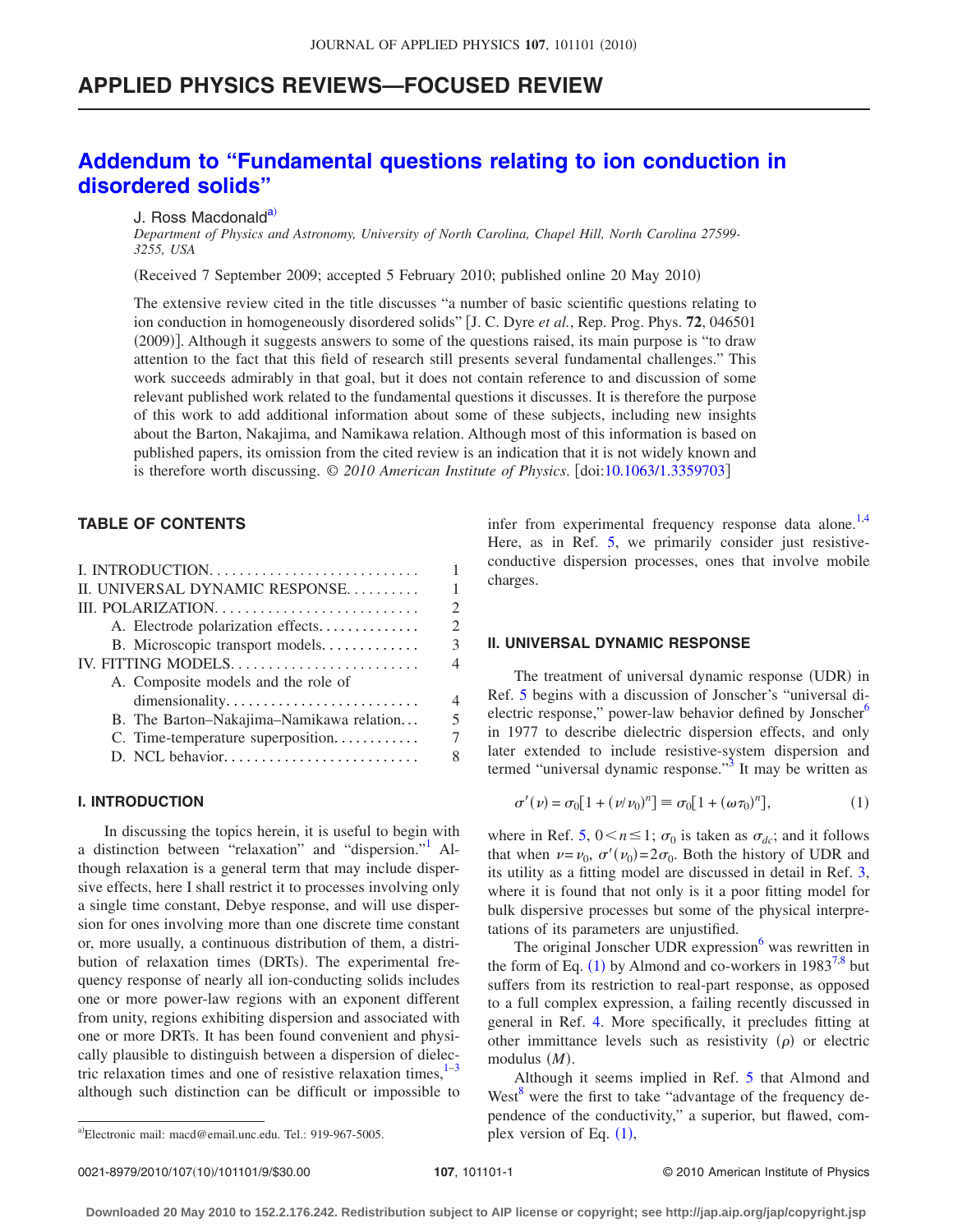## APPLIED PHYSICS REVIEWS—FOCUSED REVIEW

# Addendum to "Fundamental questions relating to ion conduction in disordered solids"

J. Ross Macdonald[a)]

*Department of Physics and Astronomy, University of North Carolina, Chapel Hill, North Carolina 27599-3255, USA*

(Received 7 September 2009; accepted 5 February 2010; published online 20 May 2010)

The extensive review cited in the title discusses "a number of basic scientific questions relating to ion conduction in homogeneously disordered solids" [J. C. Dyre *et al.*, Rep. Prog. Phys. **72**, 046501 (2009)]. Although it suggests answers to some of the questions raised, its main purpose is "to draw attention to the fact that this field of research still presents several fundamental challenges." This work succeeds admirably in that goal, but it does not contain reference to and discussion of some relevant published work related to the fundamental questions it discusses. It is therefore the purpose of this work to add additional information about some of these subjects, including new insights about the Barton, Nakajima, and Namikawa relation. Although most of this information is based on published papers, its omission from the cited review is an indication that it is not widely known and is therefore worth discussing. © *2010 American Institute of Physics*. [doi:10.1063/1.3359703]

## TABLE OF CONTENTS

I. INTRODUCTION . . . . . . . . . . . . . . . . . . . . 1
II. UNIVERSAL DYNAMIC RESPONSE . . . . . . . . . 1
III. POLARIZATION . . . . . . . . . . . . . . . . . . . 2
  A. Electrode polarization effects . . . . . . . . . . 2
  B. Microscopic transport models . . . . . . . . . . 3
IV. FITTING MODELS . . . . . . . . . . . . . . . . . . 4
  A. Composite models and the role of dimensionality . . . . . . . . . . . . . . . . . . . 4
  B. The Barton–Nakajima–Namikawa relation . . . 5
  C. Time-temperature superposition . . . . . . . . . 7
  D. NCL behavior . . . . . . . . . . . . . . . . . . . 8

## I. INTRODUCTION

In discussing the topics herein, it is useful to begin with a distinction between "relaxation" and "dispersion."[1] Although relaxation is a general term that may include dispersive effects, here I shall restrict it to processes involving only a single time constant, Debye response, and will use dispersion for ones involving more than one discrete time constant or, more usually, a continuous distribution of them, a distribution of relaxation times (DRTs). The experimental frequency response of nearly all ion-conducting solids includes one or more power-law regions with an exponent different from unity, regions exhibiting dispersion and associated with one or more DRTs. It has been found convenient and physically plausible to distinguish between a dispersion of dielectric relaxation times and one of resistive relaxation times,[1–3] although such distinction can be difficult or impossible to infer from experimental frequency response data alone.[1,4] Here, as in Ref. 5, we primarily consider just resistive-conductive dispersion processes, ones that involve mobile charges.

## II. UNIVERSAL DYNAMIC RESPONSE

The treatment of universal dynamic response (UDR) in Ref. 5 begins with a discussion of Jonscher's "universal dielectric response," power-law behavior defined by Jonscher[6] in 1977 to describe dielectric dispersion effects, and only later extended to include resistive-system dispersion and termed "universal dynamic response."[3] It may be written as

$$\sigma'(\nu) = \sigma_0[1 + (\nu/\nu_0)^n] \equiv \sigma_0[1 + (\omega\tau_0)^n], \tag{1}$$

where in Ref. 5, $0 < n \leq 1$; $\sigma_0$ is taken as $\sigma_{dc}$; and it follows that when $\nu = \nu_0$, $\sigma'(\nu_0) = 2\sigma_0$. Both the history of UDR and its utility as a fitting model are discussed in detail in Ref. 3, where it is found that not only is it a poor fitting model for bulk dispersive processes but some of the physical interpretations of its parameters are unjustified.

The original Jonscher UDR expression[6] was rewritten in the form of Eq. (1) by Almond and co-workers in 1983[7,8] but suffers from its restriction to real-part response, as opposed to a full complex expression, a failing recently discussed in general in Ref. 4. More specifically, it precludes fitting at other immittance levels such as resistivity ($\rho$) or electric modulus ($M$).

Although it seems implied in Ref. 5 that Almond and West[8] were the first to take "advantage of the frequency dependence of the conductivity," a superior, but flawed, complex version of Eq. (1),

---

a)Electronic mail: macd@email.unc.edu. Tel.: 919-967-5005.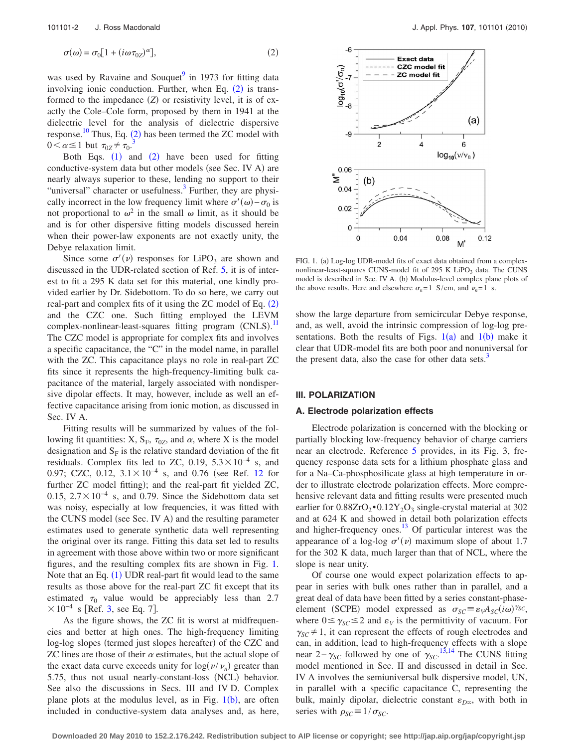$$\sigma(\omega) = \sigma_0[1 + (i\omega\tau_{0Z})^{\alpha}], \tag{2}$$

was used by Ravaine and Souquet[9] in 1973 for fitting data involving ionic conduction. Further, when Eq. (2) is transformed to the impedance ($Z$) or resistivity level, it is of exactly the Cole–Cole form, proposed by them in 1941 at the dielectric level for the analysis of dielectric dispersive response.[10] Thus, Eq. (2) has been termed the ZC model with $0 < \alpha \leq 1$ but $\tau_{0Z} \neq \tau_0$.[3]

Both Eqs. (1) and (2) have been used for fitting conductive-system data but other models (see Sec. IV A) are nearly always superior to these, lending no support to their "universal" character or usefulness.[3] Further, they are physically incorrect in the low frequency limit where $\sigma'(\omega) - \sigma_0$ is not proportional to $\omega^2$ in the small $\omega$ limit, as it should be and is for other dispersive fitting models discussed herein when their power-law exponents are not exactly unity, the Debye relaxation limit.

Since some $\sigma'(\nu)$ responses for $LiPO_3$ are shown and discussed in the UDR-related section of Ref. 5, it is of interest to fit a 295 K data set for this material, one kindly provided earlier by Dr. Sidebottom. To do so here, we carry out real-part and complex fits of it using the ZC model of Eq. (2) and the CZC one. Such fitting employed the LEVM complex-nonlinear-least-squares fitting program (CNLS).[11] The CZC model is appropriate for complex fits and involves a specific capacitance, the "C" in the model name, in parallel with the ZC. This capacitance plays no role in real-part ZC fits since it represents the high-frequency-limiting bulk capacitance of the material, largely associated with nondispersive dipolar effects. It may, however, include as well an effective capacitance arising from ionic motion, as discussed in Sec. IV A.

Fitting results will be summarized by values of the following fit quantities: X, $S_F$, $\tau_{0Z}$, and $\alpha$, where X is the model designation and $S_F$ is the relative standard deviation of the fit residuals. Complex fits led to ZC, 0.19, $5.3 \times 10^{-4}$ s, and 0.97; CZC, 0.12, $3.1 \times 10^{-4}$ s, and 0.76 (see Ref. 12 for further ZC model fitting); and the real-part fit yielded ZC, 0.15, $2.7 \times 10^{-4}$ s, and 0.79. Since the Sidebottom data set was noisy, especially at low frequencies, it was fitted with the CUNS model (see Sec. IV A) and the resulting parameter estimates used to generate synthetic data well representing the original over its range. Fitting this data set led to results in agreement with those above within two or more significant figures, and the resulting complex fits are shown in Fig. 1. Note that an Eq. (1) UDR real-part fit would lead to the same results as those above for the real-part ZC fit except that its estimated $\tau_0$ value would be appreciably less than $2.7 \times 10^{-4}$ s [Ref. 3, see Eq. 7].

As the figure shows, the ZC fit is worst at midfrequencies and better at high ones. The high-frequency limiting log-log slopes (termed just slopes hereafter) of the CZC and ZC lines are those of their $\alpha$ estimates, but the actual slope of the exact data curve exceeds unity for $\log(\nu/\nu_n)$ greater than 5.75, thus not usual nearly-constant-loss (NCL) behavior. See also the discussions in Secs. III and IV D. Complex plane plots at the modulus level, as in Fig. 1(b), are often included in conductive-system data analyses and, as here, show the large departure from semicircular Debye response, and, as well, avoid the intrinsic compression of log-log presentations. Both the results of Figs. 1(a) and 1(b) make it clear that UDR-model fits are both poor and nonuniversal for the present data, also the case for other data sets.[3]

FIG. 1. (a) Log-log UDR-model fits of exact data obtained from a complex-nonlinear-least-squares CUNS-model fit of 295 K $LiPO_3$ data. The CUNS model is described in Sec. IV A. (b) Modulus-level complex plane plots of the above results. Here and elsewhere $\sigma_n$=1 S/cm, and $\nu_n$=1 s.

## III. POLARIZATION

### A. Electrode polarization effects

Electrode polarization is concerned with the blocking or partially blocking low-frequency behavior of charge carriers near an electrode. Reference 5 provides, in its Fig. 3, frequency response data sets for a lithium phosphate glass and for a Na–Ca-phosphosilicate glass at high temperature in order to illustrate electrode polarization effects. More comprehensive relevant data and fitting results were presented much earlier for $0.88ZrO_2 \cdot 0.12Y_2O_3$ single-crystal material at 302 and at 624 K and showed in detail both polarization effects and higher-frequency ones.[13] Of particular interest was the appearance of a log-log $\sigma'(\nu)$ maximum slope of about 1.7 for the 302 K data, much larger than that of NCL, where the slope is near unity.

Of course one would expect polarization effects to appear in series with bulk ones rather than in parallel, and a great deal of data have been fitted by a series constant-phase-element (SCPE) model expressed as $\sigma_{SC} \equiv \varepsilon_V A_{SC}(i\omega)^{\gamma_{SC}}$, where $0 \leq \gamma_{SC} \leq 2$ and $\varepsilon_V$ is the permittivity of vacuum. For $\gamma_{SC} \neq 1$, it can represent the effects of rough electrodes and can, in addition, lead to high-frequency effects with a slope near $2 - \gamma_{SC}$ followed by one of $\gamma_{SC}$.[13,14] The CUNS fitting model mentioned in Sec. II and discussed in detail in Sec. IV A involves the semiuniversal bulk dispersive model, UN, in parallel with a specific capacitance C, representing the bulk, mainly dipolar, dielectric constant $\varepsilon_{D\infty}$, with both in series with $\rho_{SC} \equiv 1/\sigma_{SC}$.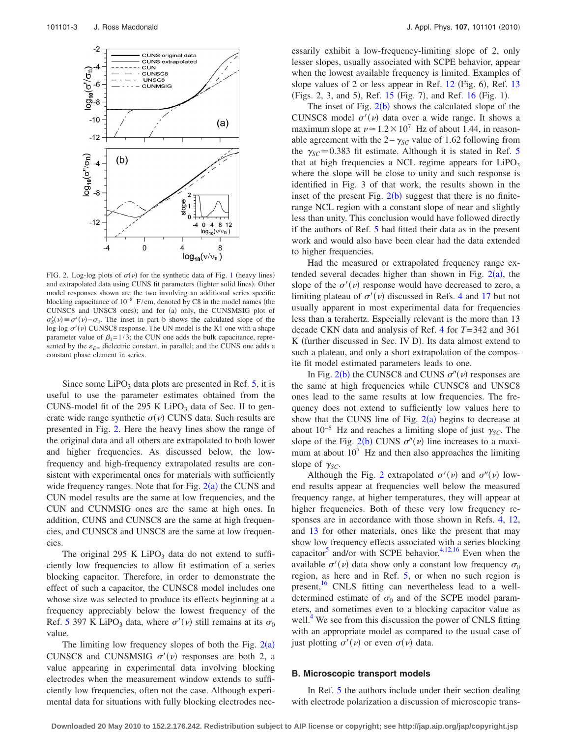FIG. 2. Log-log plots of $\sigma(\nu)$ for the synthetic data of Fig. 1 (heavy lines) and extrapolated data using CUNS fit parameters (lighter solid lines). Other model responses shown are the two involving an additional series specific blocking capacitance of $10^{-8}$ F/cm, denoted by C8 in the model names (the CUNSC8 and UNSC8 ones); and for (a) only, the CUNSMSIG plot of $\sigma_s'(\nu) \equiv \sigma'(\nu) - \sigma_0$. The inset in part b shows the calculated slope of the log-log $\sigma'(\nu)$ CUNSC8 response. The UN model is the K1 one with a shape parameter value of $\beta_1 = 1/3$; the CUN one adds the bulk capacitance, represented by the $\varepsilon_{D\infty}$ dielectric constant, in parallel; and the CUNS one adds a constant phase element in series.

Since some $LiPO_3$ data plots are presented in Ref. 5, it is useful to use the parameter estimates obtained from the CUNS-model fit of the 295 K $LiPO_3$ data of Sec. II to generate wide range synthetic $\sigma(\nu)$ CUNS data. Such results are presented in Fig. 2. Here the heavy lines show the range of the original data and all others are extrapolated to both lower and higher frequencies. As discussed below, the low-frequency and high-frequency extrapolated results are consistent with experimental ones for materials with sufficiently wide frequency ranges. Note that for Fig. 2(a) the CUNS and CUN model results are the same at low frequencies, and the CUN and CUNMSIG ones are the same at high ones. In addition, CUNS and CUNSC8 are the same at high frequencies, and CUNSC8 and UNSC8 are the same at low frequencies.

The original 295 K $LiPO_3$ data do not extend to sufficiently low frequencies to allow fit estimation of a series blocking capacitor. Therefore, in order to demonstrate the effect of such a capacitor, the CUNSC8 model includes one whose size was selected to produce its effects beginning at a frequency appreciably below the lowest frequency of the Ref. 5 397 K $LiPO_3$ data, where $\sigma'(\nu)$ still remains at its $\sigma_0$ value.

The limiting low frequency slopes of both the Fig. 2(a) CUNSC8 and CUNSMSIG $\sigma'(\nu)$ responses are both 2, a value appearing in experimental data involving blocking electrodes when the measurement window extends to sufficiently low frequencies, often not the case. Although experimental data for situations with fully blocking electrodes necessarily exhibit a low-frequency-limiting slope of 2, only lesser slopes, usually associated with SCPE behavior, appear when the lowest available frequency is limited. Examples of slope values of 2 or less appear in Ref. 12 (Fig. 6), Ref. 13 (Figs. 2, 3, and 5), Ref. 15 (Fig. 7), and Ref. 16 (Fig. 1).

The inset of Fig. 2(b) shows the calculated slope of the CUNSC8 model $\sigma'(\nu)$ data over a wide range. It shows a maximum slope at $\nu \simeq 1.2 \times 10^7$ Hz of about 1.44, in reasonable agreement with the $2 - \gamma_{SC}$ value of 1.62 following from the $\gamma_{SC} \simeq 0.383$ fit estimate. Although it is stated in Ref. 5 that at high frequencies a NCL regime appears for $LiPO_3$ where the slope will be close to unity and such response is identified in Fig. 3 of that work, the results shown in the inset of the present Fig. 2(b) suggest that there is no finite-range NCL region with a constant slope of near and slightly less than unity. This conclusion would have followed directly if the authors of Ref. 5 had fitted their data as in the present work and would also have been clear had the data extended to higher frequencies.

Had the measured or extrapolated frequency range extended several decades higher than shown in Fig. 2(a), the slope of the $\sigma'(\nu)$ response would have decreased to zero, a limiting plateau of $\sigma'(\nu)$ discussed in Refs. 4 and 17 but not usually apparent in most experimental data for frequencies less than a terahertz. Especially relevant is the more than 13 decade CKN data and analysis of Ref. 4 for $T = 342$ and 361 K (further discussed in Sec. IV D). Its data almost extend to such a plateau, and only a short extrapolation of the composite fit model estimated parameters leads to one.

In Fig. 2(b) the CUNSC8 and CUNS $\sigma''(\nu)$ responses are the same at high frequencies while CUNSC8 and UNSC8 ones lead to the same results at low frequencies. The frequency does not extend to sufficiently low values here to show that the CUNS line of Fig. 2(a) begins to decrease at about $10^{-5}$ Hz and reaches a limiting slope of just $\gamma_{SC}$. The slope of the Fig. 2(b) CUNS $\sigma''(\nu)$ line increases to a maximum at about $10^7$ Hz and then also approaches the limiting slope of $\gamma_{SC}$.

Although the Fig. 2 extrapolated $\sigma'(\nu)$ and $\sigma''(\nu)$ low-end results appear at frequencies well below the measured frequency range, at higher temperatures, they will appear at higher frequencies. Both of these very low frequency responses are in accordance with those shown in Refs. 4, 12, and 13 for other materials, ones like the present that may show low frequency effects associated with a series blocking capacitor[5] and/or with SCPE behavior.[4,12,16] Even when the available $\sigma'(\nu)$ data show only a constant low frequency $\sigma_0$ region, as here and in Ref. 5, or when no such region is present,[16] CNLS fitting can nevertheless lead to a well-determined estimate of $\sigma_0$ and of the SCPE model parameters, and sometimes even to a blocking capacitor value as well.[4] We see from this discussion the power of CNLS fitting with an appropriate model as compared to the usual case of just plotting $\sigma'(\nu)$ or even $\sigma(\nu)$ data.

## B. Microscopic transport models

In Ref. 5 the authors include under their section dealing with electrode polarization a discussion of microscopic trans-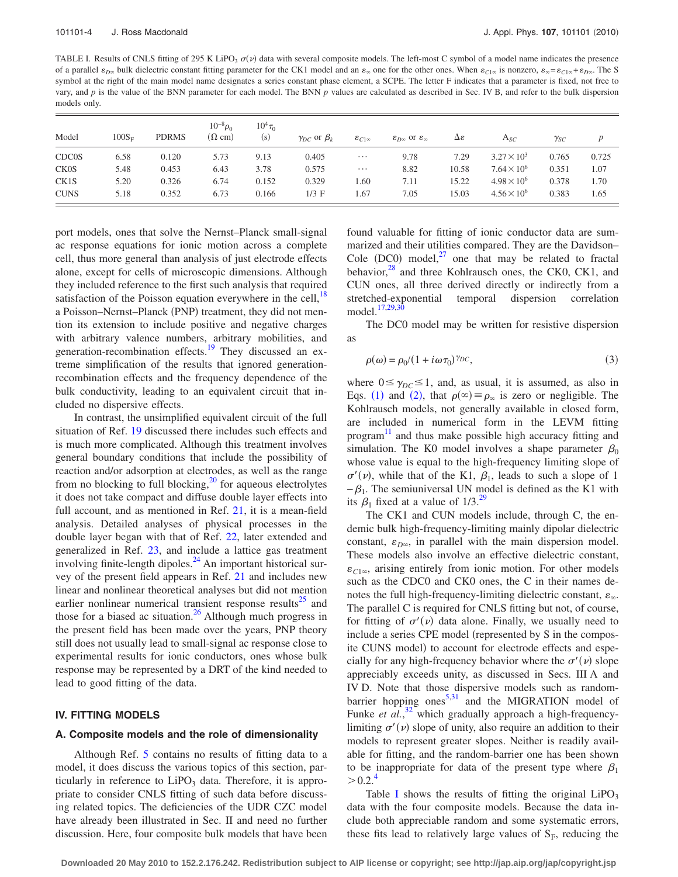TABLE I. Results of CNLS fitting of 295 K $LiPO_3$ $\sigma(\nu)$ data with several composite models. The left-most C symbol of a model name indicates the presence of a parallel $\varepsilon_{D\infty}$ bulk dielectric constant fitting parameter for the CK1 model and an $\varepsilon_\infty$ one for the other ones. When $\varepsilon_{C1\infty}$ is nonzero, $\varepsilon_\infty = \varepsilon_{C1\infty} + \varepsilon_{D\infty}$. The S symbol at the right of the main model name designates a series constant phase element, a SCPE. The letter F indicates that a parameter is fixed, not free to vary, and $p$ is the value of the BNN parameter for each model. The BNN $p$ values are calculated as described in Sec. IV B, and refer to the bulk dispersion models only.

| Model | $100S_F$ | PDRMS | $10^{-8}\rho_0$ ($\Omega$ cm) | $10^4\tau_0$ (s) | $\gamma_{DC}$ or $\beta_k$ | $\varepsilon_{C1\infty}$ | $\varepsilon_{D\infty}$ or $\varepsilon_\infty$ | $\Delta\varepsilon$ | $A_{SC}$ | $\gamma_{SC}$ | $p$ |
|---|---|---|---|---|---|---|---|---|---|---|---|
| CDC0S | 6.58 | 0.120 | 5.73 | 9.13 | 0.405 | ⋯ | 9.78 | 7.29 | $3.27\times 10^3$ | 0.765 | 0.725 |
| CK0S | 5.48 | 0.453 | 6.43 | 3.78 | 0.575 | ⋯ | 8.82 | 10.58 | $7.64\times 10^6$ | 0.351 | 1.07 |
| CK1S | 5.20 | 0.326 | 6.74 | 0.152 | 0.329 | 1.60 | 7.11 | 15.22 | $4.98\times 10^6$ | 0.378 | 1.70 |
| CUNS | 5.18 | 0.352 | 6.73 | 0.166 | 1/3 F | 1.67 | 7.05 | 15.03 | $4.56\times 10^6$ | 0.383 | 1.65 |

port models, ones that solve the Nernst–Planck small-signal ac response equations for ionic motion across a complete cell, thus more general than analysis of just electrode effects alone, except for cells of microscopic dimensions. Although they included reference to the first such analysis that required satisfaction of the Poisson equation everywhere in the cell,[18] a Poisson–Nernst–Planck (PNP) treatment, they did not mention its extension to include positive and negative charges with arbitrary valence numbers, arbitrary mobilities, and generation-recombination effects.[19] They discussed an extreme simplification of the results that ignored generation-recombination effects and the frequency dependence of the bulk conductivity, leading to an equivalent circuit that included no dispersive effects.

In contrast, the unsimplified equivalent circuit of the full situation of Ref. 19 discussed there includes such effects and is much more complicated. Although this treatment involves general boundary conditions that include the possibility of reaction and/or adsorption at electrodes, as well as the range from no blocking to full blocking,[20] for aqueous electrolytes it does not take compact and diffuse double layer effects into full account, and as mentioned in Ref. 21, it is a mean-field analysis. Detailed analyses of physical processes in the double layer began with that of Ref. 22, later extended and generalized in Ref. 23, and include a lattice gas treatment involving finite-length dipoles.[24] An important historical survey of the present field appears in Ref. 21 and includes new linear and nonlinear theoretical analyses but did not mention earlier nonlinear numerical transient response results[25] and those for a biased ac situation.[26] Although much progress in the present field has been made over the years, PNP theory still does not usually lead to small-signal ac response close to experimental results for ionic conductors, ones whose bulk response may be represented by a DRT of the kind needed to lead to good fitting of the data.

## IV. FITTING MODELS

### A. Composite models and the role of dimensionality

Although Ref. 5 contains no results of fitting data to a model, it does discuss the various topics of this section, particularly in reference to $LiPO_3$ data. Therefore, it is appropriate to consider CNLS fitting of such data before discussing related topics. The deficiencies of the UDR CZC model have already been illustrated in Sec. II and need no further discussion. Here, four composite bulk models that have been found valuable for fitting of ionic conductor data are summarized and their utilities compared. They are the Davidson–Cole (DC0) model,[27] one that may be related to fractal behavior,[28] and three Kohlrausch ones, the CK0, CK1, and CUN ones, all three derived directly or indirectly from a stretched-exponential temporal dispersion correlation model.[17,29,30]

The DC0 model may be written for resistive dispersion as

$$\rho(\omega) = \rho_0/(1 + i\omega\tau_0)^{\gamma_{DC}}, \tag{3}$$

where $0 \le \gamma_{DC} \le 1$, and, as usual, it is assumed, as also in Eqs. (1) and (2), that $\rho(\infty) \equiv \rho_\infty$ is zero or negligible. The Kohlrausch models, not generally available in closed form, are included in numerical form in the LEVM fitting program[11] and thus make possible high accuracy fitting and simulation. The K0 model involves a shape parameter $\beta_0$ whose value is equal to the high-frequency limiting slope of $\sigma'(\nu)$, while that of the K1, $\beta_1$, leads to such a slope of $1 - \beta_1$. The semiuniversal UN model is defined as the K1 with its $\beta_1$ fixed at a value of 1/3.[29]

The CK1 and CUN models include, through C, the endemic bulk high-frequency-limiting mainly dipolar dielectric constant, $\varepsilon_{D\infty}$, in parallel with the main dispersion model. These models also involve an effective dielectric constant, $\varepsilon_{C1\infty}$, arising entirely from ionic motion. For other models such as the CDC0 and CK0 ones, the C in their names denotes the full high-frequency-limiting dielectric constant, $\varepsilon_\infty$. The parallel C is required for CNLS fitting but not, of course, for fitting of $\sigma'(\nu)$ data alone. Finally, we usually need to include a series CPE model (represented by S in the composite CUNS model) to account for electrode effects and especially for any high-frequency behavior where the $\sigma'(\nu)$ slope appreciably exceeds unity, as discussed in Secs. III A and IV D. Note that those dispersive models such as random-barrier hopping ones[5,31] and the MIGRATION model of Funke *et al.*,[32] which gradually approach a high-frequency-limiting $\sigma'(\nu)$ slope of unity, also require an addition to their models to represent greater slopes. Neither is readily available for fitting, and the random-barrier one has been shown to be inappropriate for data of the present type where $\beta_1 > 0.2$.[4]

Table I shows the results of fitting the original $LiPO_3$ data with the four composite models. Because the data include both appreciable random and some systematic errors, these fits lead to relatively large values of $S_F$, reducing the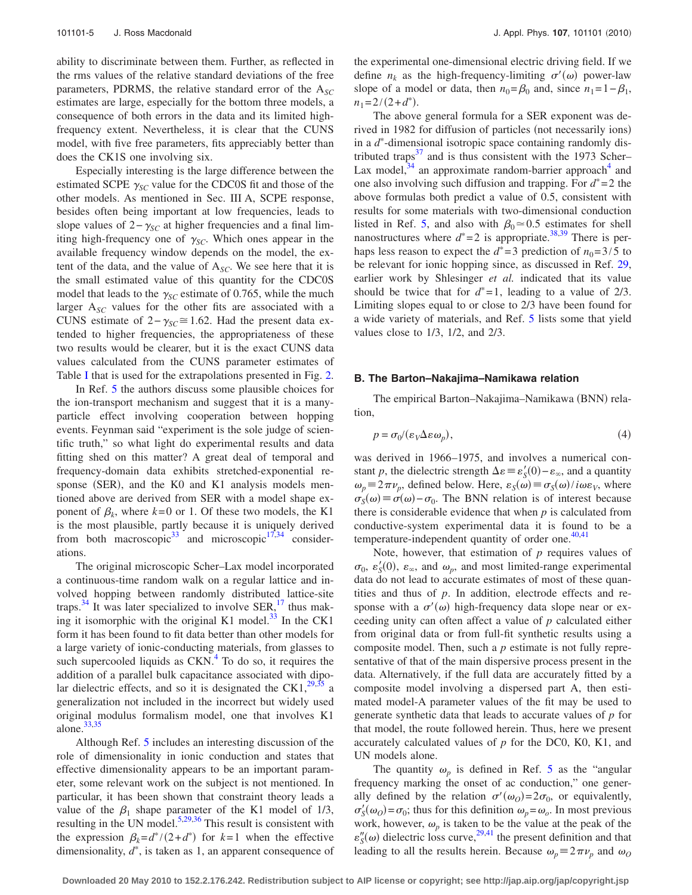ability to discriminate between them. Further, as reflected in the rms values of the relative standard deviations of the free parameters, PDRMS, the relative standard error of the $A_{SC}$ estimates are large, especially for the bottom three models, a consequence of both errors in the data and its limited high-frequency extent. Nevertheless, it is clear that the CUNS model, with five free parameters, fits appreciably better than does the CK1S one involving six.

Especially interesting is the large difference between the estimated SCPE $\gamma_{SC}$ value for the CDC0S fit and those of the other models. As mentioned in Sec. III A, SCPE response, besides often being important at low frequencies, leads to slope values of $2-\gamma_{SC}$ at higher frequencies and a final limiting high-frequency one of $\gamma_{SC}$. Which ones appear in the available frequency window depends on the model, the extent of the data, and the value of $A_{SC}$. We see here that it is the small estimated value of this quantity for the CDC0S model that leads to the $\gamma_{SC}$ estimate of 0.765, while the much larger $A_{SC}$ values for the other fits are associated with a CUNS estimate of $2-\gamma_{SC}\cong 1.62$. Had the present data extended to higher frequencies, the appropriateness of these two results would be clearer, but it is the exact CUNS data values calculated from the CUNS parameter estimates of Table I that is used for the extrapolations presented in Fig. 2.

In Ref. 5 the authors discuss some plausible choices for the ion-transport mechanism and suggest that it is a many-particle effect involving cooperation between hopping events. Feynman said "experiment is the sole judge of scientific truth," so what light do experimental results and data fitting shed on this matter? A great deal of temporal and frequency-domain data exhibits stretched-exponential response (SER), and the K0 and K1 analysis models mentioned above are derived from SER with a model shape exponent of $\beta_k$, where $k=0$ or 1. Of these two models, the K1 is the most plausible, partly because it is uniquely derived from both macroscopic[33] and microscopic[17,34] considerations.

The original microscopic Scher–Lax model incorporated a continuous-time random walk on a regular lattice and involved hopping between randomly distributed lattice-site traps.[34] It was later specialized to involve SER,[17] thus making it isomorphic with the original K1 model.[33] In the CK1 form it has been found to fit data better than other models for a large variety of ionic-conducting materials, from glasses to such supercooled liquids as CKN.[4] To do so, it requires the addition of a parallel bulk capacitance associated with dipolar dielectric effects, and so it is designated the CK1,[29,35] a generalization not included in the incorrect but widely used original modulus formalism model, one that involves K1 alone.[33,35]

Although Ref. 5 includes an interesting discussion of the role of dimensionality in ionic conduction and states that effective dimensionality appears to be an important parameter, some relevant work on the subject is not mentioned. In particular, it has been shown that constraint theory leads a value of the $\beta_1$ shape parameter of the K1 model of 1/3, resulting in the UN model.[5,29,36] This result is consistent with the expression $\beta_k = d^*/(2+d^*)$ for $k=1$ when the effective dimensionality, $d^*$, is taken as 1, an apparent consequence of the experimental one-dimensional electric driving field. If we define $n_k$ as the high-frequency-limiting $\sigma'(\omega)$ power-law slope of a model or data, then $n_0=\beta_0$ and, since $n_1=1-\beta_1$, $n_1=2/(2+d^*)$.

The above general formula for a SER exponent was derived in 1982 for diffusion of particles (not necessarily ions) in a $d^*$-dimensional isotropic space containing randomly distributed traps[37] and is thus consistent with the 1973 Scher–Lax model,[34] an approximate random-barrier approach[4] and one also involving such diffusion and trapping. For $d^*=2$ the above formulas both predict a value of 0.5, consistent with results for some materials with two-dimensional conduction listed in Ref. 5, and also with $\beta_0\simeq 0.5$ estimates for shell nanostructures where $d^*=2$ is appropriate.[38,39] There is perhaps less reason to expect the $d^*=3$ prediction of $n_0=3/5$ to be relevant for ionic hopping since, as discussed in Ref. 29, earlier work by Shlesinger *et al.* indicated that its value should be twice that for $d^*=1$, leading to a value of 2/3. Limiting slopes equal to or close to 2/3 have been found for a wide variety of materials, and Ref. 5 lists some that yield values close to 1/3, 1/2, and 2/3.

### B. The Barton–Nakajima–Namikawa relation

The empirical Barton–Nakajima–Namikawa (BNN) relation,

$$p=\sigma_0/(\varepsilon_V \Delta\varepsilon \omega_p), \tag{4}$$

was derived in 1966–1975, and involves a numerical constant $p$, the dielectric strength $\Delta\varepsilon \equiv \varepsilon_S'(0)-\varepsilon_\infty$, and a quantity $\omega_p \equiv 2\pi\nu_p$, defined below. Here, $\varepsilon_S(\omega)\equiv\sigma_S(\omega)/i\omega\varepsilon_V$, where $\sigma_S(\omega)\equiv\sigma(\omega)-\sigma_0$. The BNN relation is of interest because there is considerable evidence that when $p$ is calculated from conductive-system experimental data it is found to be a temperature-independent quantity of order one.[40,41]

Note, however, that estimation of $p$ requires values of $\sigma_0$, $\varepsilon_S'(0)$, $\varepsilon_\infty$, and $\omega_p$, and most limited-range experimental data do not lead to accurate estimates of most of these quantities and thus of $p$. In addition, electrode effects and response with a $\sigma'(\omega)$ high-frequency data slope near or exceeding unity can often affect a value of $p$ calculated either from original data or from full-fit synthetic results using a composite model. Then, such a $p$ estimate is not fully representative of that of the main dispersive process present in the data. Alternatively, if the full data are accurately fitted by a composite model involving a dispersed part A, then estimated model-A parameter values of the fit may be used to generate synthetic data that leads to accurate values of $p$ for that model, the route followed herein. Thus, here we present accurately calculated values of $p$ for the DC0, K0, K1, and UN models alone.

The quantity $\omega_p$ is defined in Ref. 5 as the "angular frequency marking the onset of ac conduction," one generally defined by the relation $\sigma'(\omega_O)=2\sigma_0$, or equivalently, $\sigma_S'(\omega_O)=\sigma_0$; thus for this definition $\omega_p=\omega_o$. In most previous work, however, $\omega_p$ is taken to be the value at the peak of the $\varepsilon_S''(\omega)$ dielectric loss curve,[29,41] the present definition and that leading to all the results herein. Because $\omega_p\equiv 2\pi\nu_p$ and $\omega_O$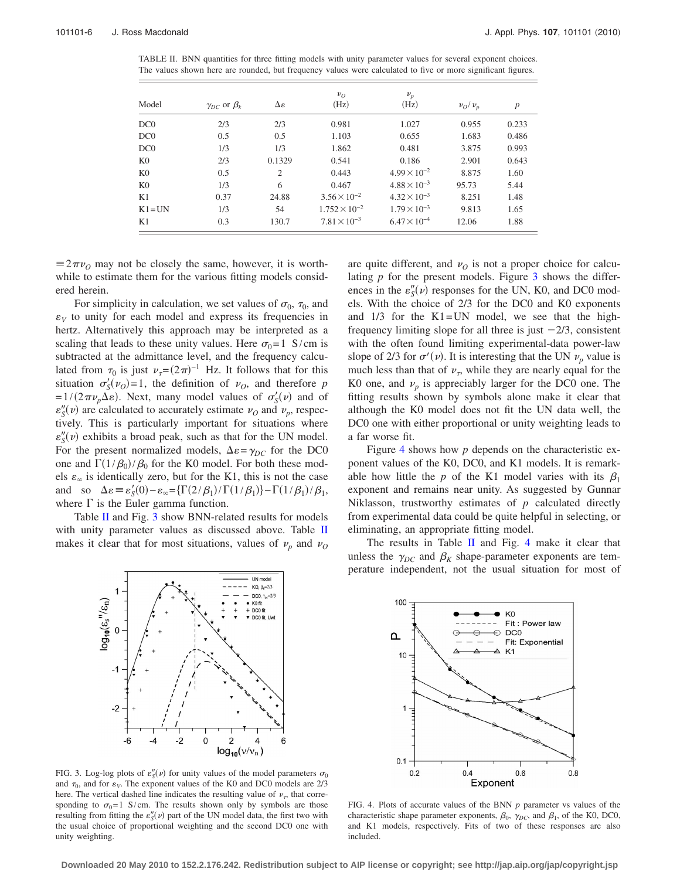TABLE II. BNN quantities for three fitting models with unity parameter values for several exponent choices. The values shown here are rounded, but frequency values were calculated to five or more significant figures.

| Model | $\gamma_{DC}$ or $\beta_k$ | $\Delta\varepsilon$ | $\nu_O$ (Hz) | $\nu_p$ (Hz) | $\nu_O/\nu_p$ | $p$ |
|---|---|---|---|---|---|---|
| DC0 | 2/3 | 2/3 | 0.981 | 1.027 | 0.955 | 0.233 |
| DC0 | 0.5 | 0.5 | 1.103 | 0.655 | 1.683 | 0.486 |
| DC0 | 1/3 | 1/3 | 1.862 | 0.481 | 3.875 | 0.993 |
| K0 | 2/3 | 0.1329 | 0.541 | 0.186 | 2.901 | 0.643 |
| K0 | 0.5 | 2 | 0.443 | $4.99\times10^{-2}$ | 8.875 | 1.60 |
| K0 | 1/3 | 6 | 0.467 | $4.88\times10^{-3}$ | 95.73 | 5.44 |
| K1 | 0.37 | 24.88 | $3.56\times10^{-2}$ | $4.32\times10^{-3}$ | 8.251 | 1.48 |
| K1=UN | 1/3 | 54 | $1.752\times10^{-2}$ | $1.79\times10^{-3}$ | 9.813 | 1.65 |
| K1 | 0.3 | 130.7 | $7.81\times10^{-3}$ | $6.47\times10^{-4}$ | 12.06 | 1.88 |

$\equiv 2\pi\nu_O$ may not be closely the same, however, it is worthwhile to estimate them for the various fitting models considered herein.

For simplicity in calculation, we set values of $\sigma_0$, $\tau_0$, and $\varepsilon_V$ to unity for each model and express its frequencies in hertz. Alternatively this approach may be interpreted as a scaling that leads to these unity values. Here $\sigma_0=1$ S/cm is subtracted at the admittance level, and the frequency calculated from $\tau_0$ is just $\nu_\tau=(2\pi)^{-1}$ Hz. It follows that for this situation $\sigma_S'(\nu_O)=1$, the definition of $\nu_O$, and therefore $p=1/(2\pi\nu_p\Delta\varepsilon)$. Next, many model values of $\sigma_S'(\nu)$ and of $\varepsilon_S''(\nu)$ are calculated to accurately estimate $\nu_O$ and $\nu_p$, respectively. This is particularly important for situations where $\varepsilon_S''(\nu)$ exhibits a broad peak, such as that for the UN model. For the present normalized models, $\Delta\varepsilon=\gamma_{DC}$ for the DC0 one and $\Gamma(1/\beta_0)/\beta_0$ for the K0 model. For both these models $\varepsilon_\infty$ is identically zero, but for the K1, this is not the case and so $\Delta\varepsilon\equiv\varepsilon_S'(0)-\varepsilon_\infty=\{\Gamma(2/\beta_1)/\Gamma(1/\beta_1)\}-\Gamma(1/\beta_1)/\beta_1$, where $\Gamma$ is the Euler gamma function.

Table II and Fig. 3 show BNN-related results for models with unity parameter values as discussed above. Table II makes it clear that for most situations, values of $\nu_p$ and $\nu_O$ are quite different, and $\nu_O$ is not a proper choice for calculating $p$ for the present models. Figure 3 shows the differences in the $\varepsilon_S''(\nu)$ responses for the UN, K0, and DC0 models. With the choice of 2/3 for the DC0 and K0 exponents and 1/3 for the K1=UN model, we see that the high-frequency limiting slope for all three is just $-2/3$, consistent with the often found limiting experimental-data power-law slope of 2/3 for $\sigma'(\nu)$. It is interesting that the UN $\nu_p$ value is much less than that of $\nu_\tau$, while they are nearly equal for the K0 one, and $\nu_p$ is appreciably larger for the DC0 one. The fitting results shown by symbols alone make it clear that although the K0 model does not fit the UN data well, the DC0 one with either proportional or unity weighting leads to a far worse fit.

FIG. 3. Log-log plots of $\varepsilon_S''(\nu)$ for unity values of the model parameters $\sigma_0$ and $\tau_0$, and for $\varepsilon_V$. The exponent values of the K0 and DC0 models are 2/3 here. The vertical dashed line indicates the resulting value of $\nu_\tau$, that corresponding to $\sigma_0=1$ S/cm. The results shown only by symbols are those resulting from fitting the $\varepsilon_S''(\nu)$ part of the UN model data, the first two with the usual choice of proportional weighting and the second DC0 one with unity weighting.

Figure 4 shows how $p$ depends on the characteristic exponent values of the K0, DC0, and K1 models. It is remarkable how little the $p$ of the K1 model varies with its $\beta_1$ exponent and remains near unity. As suggested by Gunnar Niklasson, trustworthy estimates of $p$ calculated directly from experimental data could be quite helpful in selecting, or eliminating, an appropriate fitting model.

The results in Table II and Fig. 4 make it clear that unless the $\gamma_{DC}$ and $\beta_K$ shape-parameter exponents are temperature independent, not the usual situation for most of

FIG. 4. Plots of accurate values of the BNN $p$ parameter vs values of the characteristic shape parameter exponents, $\beta_0$, $\gamma_{DC}$, and $\beta_1$, of the K0, DC0, and K1 models, respectively. Fits of two of these responses are also included.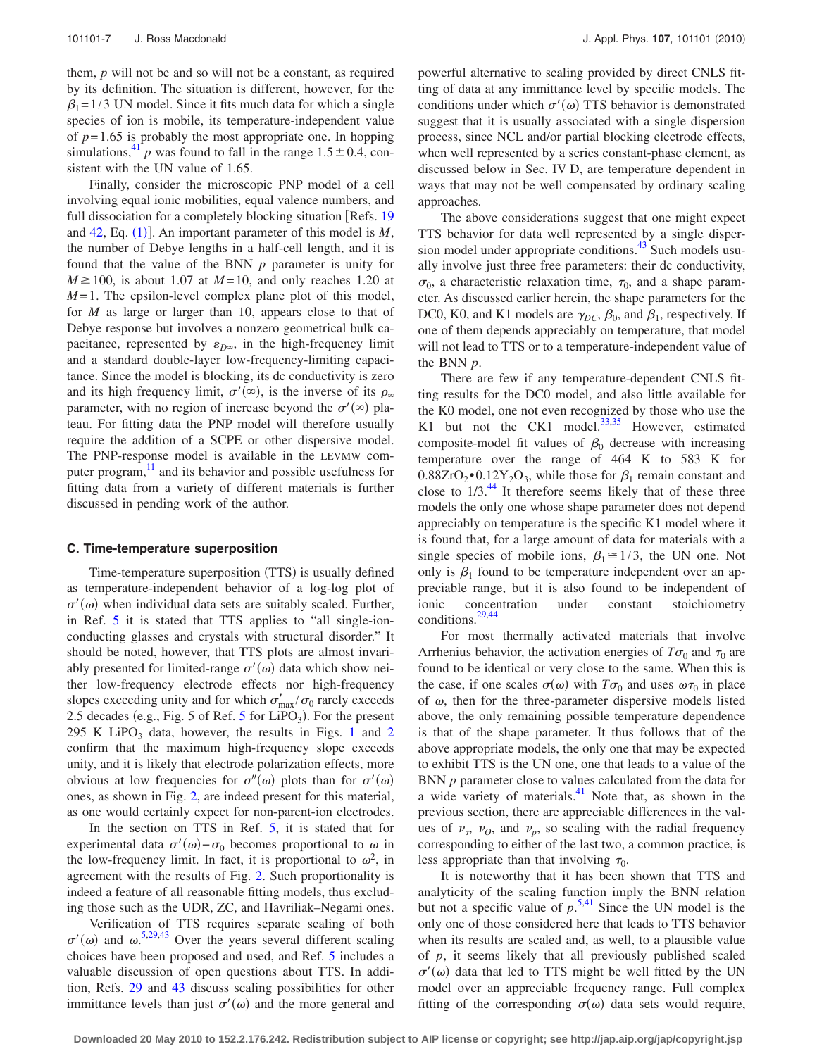them, $p$ will not be and so will not be a constant, as required by its definition. The situation is different, however, for the $\beta_1 = 1/3$ UN model. Since it fits much data for which a single species of ion is mobile, its temperature-independent value of $p = 1.65$ is probably the most appropriate one. In hopping simulations,[41] $p$ was found to fall in the range $1.5 \pm 0.4$, consistent with the UN value of 1.65.

Finally, consider the microscopic PNP model of a cell involving equal ionic mobilities, equal valence numbers, and full dissociation for a completely blocking situation [Refs. 19 and 42, Eq. (1)]. An important parameter of this model is $M$, the number of Debye lengths in a half-cell length, and it is found that the value of the BNN $p$ parameter is unity for $M \geq 100$, is about 1.07 at $M = 10$, and only reaches 1.20 at $M = 1$. The epsilon-level complex plane plot of this model, for $M$ as large or larger than 10, appears close to that of Debye response but involves a nonzero geometrical bulk capacitance, represented by $\varepsilon_{D\infty}$, in the high-frequency limit and a standard double-layer low-frequency-limiting capacitance. Since the model is blocking, its dc conductivity is zero and its high frequency limit, $\sigma'(\infty)$, is the inverse of its $\rho_\infty$ parameter, with no region of increase beyond the $\sigma'(\infty)$ plateau. For fitting data the PNP model will therefore usually require the addition of a SCPE or other dispersive model. The PNP-response model is available in the LEVMW computer program,[11] and its behavior and possible usefulness for fitting data from a variety of different materials is further discussed in pending work of the author.

### C. Time-temperature superposition

Time-temperature superposition (TTS) is usually defined as temperature-independent behavior of a log-log plot of $\sigma'(\omega)$ when individual data sets are suitably scaled. Further, in Ref. 5 it is stated that TTS applies to "all single-ion-conducting glasses and crystals with structural disorder." It should be noted, however, that TTS plots are almost invariably presented for limited-range $\sigma'(\omega)$ data which show neither low-frequency electrode effects nor high-frequency slopes exceeding unity and for which $\sigma'_{max}/\sigma_0$ rarely exceeds 2.5 decades (e.g., Fig. 5 of Ref. 5 for $LiPO_3$). For the present 295 K $LiPO_3$ data, however, the results in Figs. 1 and 2 confirm that the maximum high-frequency slope exceeds unity, and it is likely that electrode polarization effects, more obvious at low frequencies for $\sigma''(\omega)$ plots than for $\sigma'(\omega)$ ones, as shown in Fig. 2, are indeed present for this material, as one would certainly expect for non-parent-ion electrodes.

In the section on TTS in Ref. 5, it is stated that for experimental data $\sigma'(\omega) - \sigma_0$ becomes proportional to $\omega$ in the low-frequency limit. In fact, it is proportional to $\omega^2$, in agreement with the results of Fig. 2. Such proportionality is indeed a feature of all reasonable fitting models, thus excluding those such as the UDR, ZC, and Havriliak–Negami ones.

Verification of TTS requires separate scaling of both $\sigma'(\omega)$ and $\omega$.[5,29,43] Over the years several different scaling choices have been proposed and used, and Ref. 5 includes a valuable discussion of open questions about TTS. In addition, Refs. 29 and 43 discuss scaling possibilities for other immittance levels than just $\sigma'(\omega)$ and the more general and powerful alternative to scaling provided by direct CNLS fitting of data at any immittance level by specific models. The conditions under which $\sigma'(\omega)$ TTS behavior is demonstrated suggest that it is usually associated with a single dispersion process, since NCL and/or partial blocking electrode effects, when well represented by a series constant-phase element, as discussed below in Sec. IV D, are temperature dependent in ways that may not be well compensated by ordinary scaling approaches.

The above considerations suggest that one might expect TTS behavior for data well represented by a single dispersion model under appropriate conditions.[43] Such models usually involve just three free parameters: their dc conductivity, $\sigma_0$, a characteristic relaxation time, $\tau_0$, and a shape parameter. As discussed earlier herein, the shape parameters for the DC0, K0, and K1 models are $\gamma_{DC}$, $\beta_0$, and $\beta_1$, respectively. If one of them depends appreciably on temperature, that model will not lead to TTS or to a temperature-independent value of the BNN $p$.

There are few if any temperature-dependent CNLS fitting results for the DC0 model, and also little available for the K0 model, one not even recognized by those who use the K1 but not the CK1 model.[33,35] However, estimated composite-model fit values of $\beta_0$ decrease with increasing temperature over the range of 464 K to 583 K for $0.88ZrO_2 \bullet 0.12Y_2O_3$, while those for $\beta_1$ remain constant and close to 1/3.[44] It therefore seems likely that of these three models the only one whose shape parameter does not depend appreciably on temperature is the specific K1 model where it is found that, for a large amount of data for materials with a single species of mobile ions, $\beta_1 \cong 1/3$, the UN one. Not only is $\beta_1$ found to be temperature independent over an appreciable range, but it is also found to be independent of ionic concentration under constant stoichiometry conditions.[29,44]

For most thermally activated materials that involve Arrhenius behavior, the activation energies of $T\sigma_0$ and $\tau_0$ are found to be identical or very close to the same. When this is the case, if one scales $\sigma(\omega)$ with $T\sigma_0$ and uses $\omega\tau_0$ in place of $\omega$, then for the three-parameter dispersive models listed above, the only remaining possible temperature dependence is that of the shape parameter. It thus follows that of the above appropriate models, the only one that may be expected to exhibit TTS is the UN one, one that leads to a value of the BNN $p$ parameter close to values calculated from the data for a wide variety of materials.[41] Note that, as shown in the previous section, there are appreciable differences in the values of $\nu_\tau$, $\nu_O$, and $\nu_p$, so scaling with the radial frequency corresponding to either of the last two, a common practice, is less appropriate than that involving $\tau_0$.

It is noteworthy that it has been shown that TTS and analyticity of the scaling function imply the BNN relation but not a specific value of $p$.[5,41] Since the UN model is the only one of those considered here that leads to TTS behavior when its results are scaled and, as well, to a plausible value of $p$, it seems likely that all previously published scaled $\sigma'(\omega)$ data that led to TTS might be well fitted by the UN model over an appreciable frequency range. Full complex fitting of the corresponding $\sigma(\omega)$ data sets would require,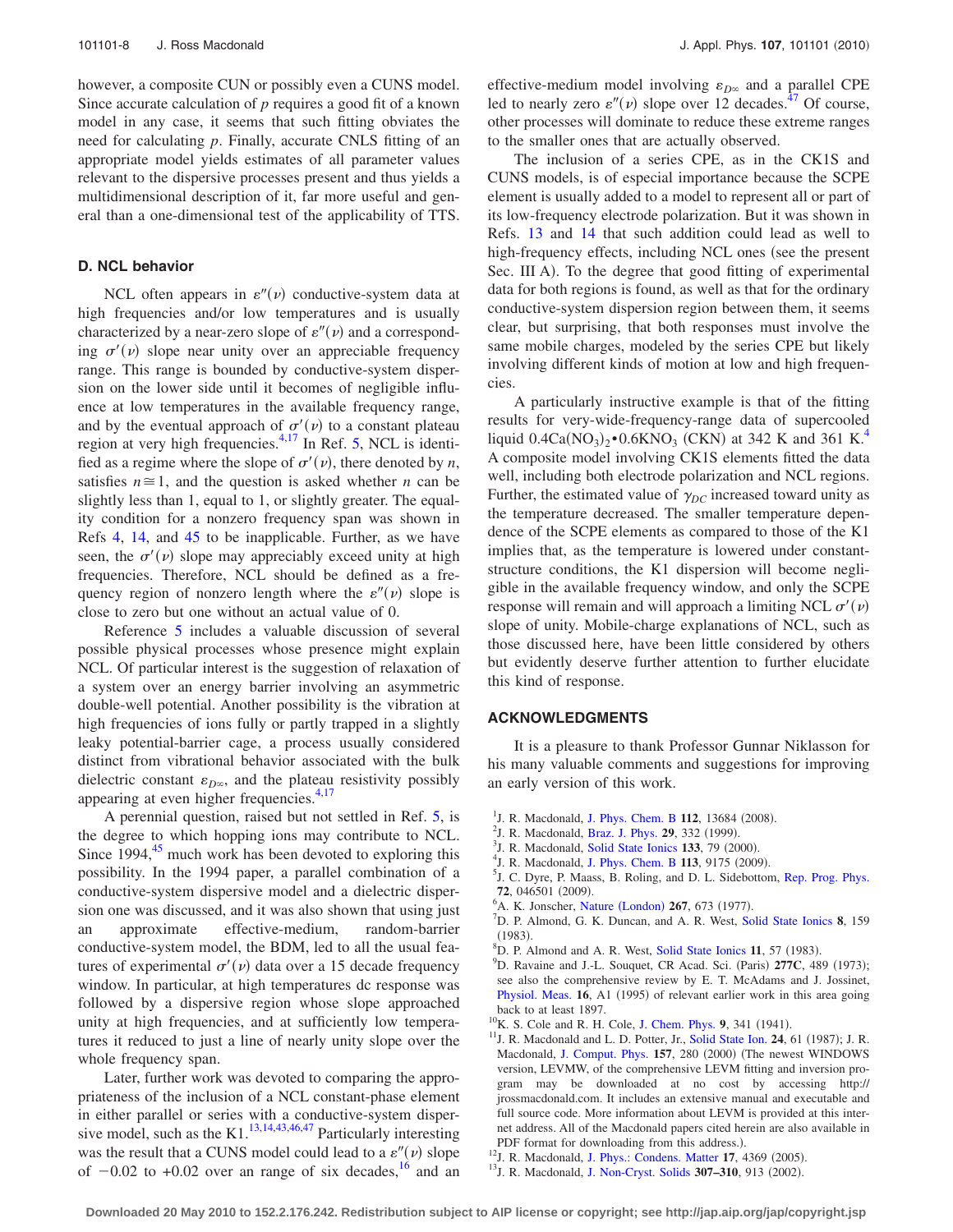however, a composite CUN or possibly even a CUNS model. Since accurate calculation of $p$ requires a good fit of a known model in any case, it seems that such fitting obviates the need for calculating $p$. Finally, accurate CNLS fitting of an appropriate model yields estimates of all parameter values relevant to the dispersive processes present and thus yields a multidimensional description of it, far more useful and general than a one-dimensional test of the applicability of TTS.

### D. NCL behavior

NCL often appears in $\varepsilon''(\nu)$ conductive-system data at high frequencies and/or low temperatures and is usually characterized by a near-zero slope of $\varepsilon''(\nu)$ and a corresponding $\sigma'(\nu)$ slope near unity over an appreciable frequency range. This range is bounded by conductive-system dispersion on the lower side until it becomes of negligible influence at low temperatures in the available frequency range, and by the eventual approach of $\sigma'(\nu)$ to a constant plateau region at very high frequencies.[4,17] In Ref. 5, NCL is identified as a regime where the slope of $\sigma'(\nu)$, there denoted by $n$, satisfies $n \cong 1$, and the question is asked whether $n$ can be slightly less than 1, equal to 1, or slightly greater. The equality condition for a nonzero frequency span was shown in Refs 4, 14, and 45 to be inapplicable. Further, as we have seen, the $\sigma'(\nu)$ slope may appreciably exceed unity at high frequencies. Therefore, NCL should be defined as a frequency region of nonzero length where the $\varepsilon''(\nu)$ slope is close to zero but one without an actual value of 0.

Reference 5 includes a valuable discussion of several possible physical processes whose presence might explain NCL. Of particular interest is the suggestion of relaxation of a system over an energy barrier involving an asymmetric double-well potential. Another possibility is the vibration at high frequencies of ions fully or partly trapped in a slightly leaky potential-barrier cage, a process usually considered distinct from vibrational behavior associated with the bulk dielectric constant $\varepsilon_{D\infty}$, and the plateau resistivity possibly appearing at even higher frequencies.[4,17]

A perennial question, raised but not settled in Ref. 5, is the degree to which hopping ions may contribute to NCL. Since 1994,[45] much work has been devoted to exploring this possibility. In the 1994 paper, a parallel combination of a conductive-system dispersive model and a dielectric dispersion one was discussed, and it was also shown that using just an approximate effective-medium, random-barrier conductive-system model, the BDM, led to all the usual features of experimental $\sigma'(\nu)$ data over a 15 decade frequency window. In particular, at high temperatures dc response was followed by a dispersive region whose slope approached unity at high frequencies, and at sufficiently low temperatures it reduced to just a line of nearly unity slope over the whole frequency span.

Later, further work was devoted to comparing the appropriateness of the inclusion of a NCL constant-phase element in either parallel or series with a conductive-system dispersive model, such as the K1.[13,14,43,46,47] Particularly interesting was the result that a CUNS model could lead to a $\varepsilon''(\nu)$ slope of $-0.02$ to $+0.02$ over an range of six decades,[16] and an effective-medium model involving $\varepsilon_{D\infty}$ and a parallel CPE led to nearly zero $\varepsilon''(\nu)$ slope over 12 decades.[47] Of course, other processes will dominate to reduce these extreme ranges to the smaller ones that are actually observed.

The inclusion of a series CPE, as in the CK1S and CUNS models, is of especial importance because the SCPE element is usually added to a model to represent all or part of its low-frequency electrode polarization. But it was shown in Refs. 13 and 14 that such addition could lead as well to high-frequency effects, including NCL ones (see the present Sec. III A). To the degree that good fitting of experimental data for both regions is found, as well as that for the ordinary conductive-system dispersion region between them, it seems clear, but surprising, that both responses must involve the same mobile charges, modeled by the series CPE but likely involving different kinds of motion at low and high frequencies.

A particularly instructive example is that of the fitting results for very-wide-frequency-range data of supercooled liquid $0.4\text{Ca(NO}_3)_2 \bullet 0.6\text{KNO}_3$ (CKN) at 342 K and 361 K.[4] A composite model involving CK1S elements fitted the data well, including both electrode polarization and NCL regions. Further, the estimated value of $\gamma_{DC}$ increased toward unity as the temperature decreased. The smaller temperature dependence of the SCPE elements as compared to those of the K1 implies that, as the temperature is lowered under constant-structure conditions, the K1 dispersion will become negligible in the available frequency window, and only the SCPE response will remain and will approach a limiting NCL $\sigma'(\nu)$ slope of unity. Mobile-charge explanations of NCL, such as those discussed here, have been little considered by others but evidently deserve further attention to further elucidate this kind of response.

## ACKNOWLEDGMENTS

It is a pleasure to thank Professor Gunnar Niklasson for his many valuable comments and suggestions for improving an early version of this work.

[1] J. R. Macdonald, J. Phys. Chem. B **112**, 13684 (2008).
[2] J. R. Macdonald, Braz. J. Phys. **29**, 332 (1999).
[3] J. R. Macdonald, Solid State Ionics **133**, 79 (2000).
[4] J. R. Macdonald, J. Phys. Chem. B **113**, 9175 (2009).
[5] J. C. Dyre, P. Maass, B. Roling, and D. L. Sidebottom, Rep. Prog. Phys. **72**, 046501 (2009).
[6] A. K. Jonscher, Nature (London) **267**, 673 (1977).
[7] D. P. Almond, G. K. Duncan, and A. R. West, Solid State Ionics **8**, 159 (1983).
[8] D. P. Almond and A. R. West, Solid State Ionics **11**, 57 (1983).
[9] D. Ravaine and J.-L. Souquet, CR Acad. Sci. (Paris) **277C**, 489 (1973); see also the comprehensive review by E. T. McAdams and J. Jossinet, Physiol. Meas. **16**, A1 (1995) of relevant earlier work in this area going back to at least 1897.
[10] K. S. Cole and R. H. Cole, J. Chem. Phys. **9**, 341 (1941).
[11] J. R. Macdonald and L. D. Potter, Jr., Solid State Ion. **24**, 61 (1987); J. R. Macdonald, J. Comput. Phys. **157**, 280 (2000) (The newest WINDOWS version, LEVMW, of the comprehensive LEVM fitting and inversion program may be downloaded at no cost by accessing http://jrossmacdonald.com. It includes an extensive manual and executable and full source code. More information about LEVM is provided at this internet address. All of the Macdonald papers cited herein are also available in PDF format for downloading from this address.).
[12] J. R. Macdonald, J. Phys.: Condens. Matter **17**, 4369 (2005).
[13] J. R. Macdonald, J. Non-Cryst. Solids **307–310**, 913 (2002).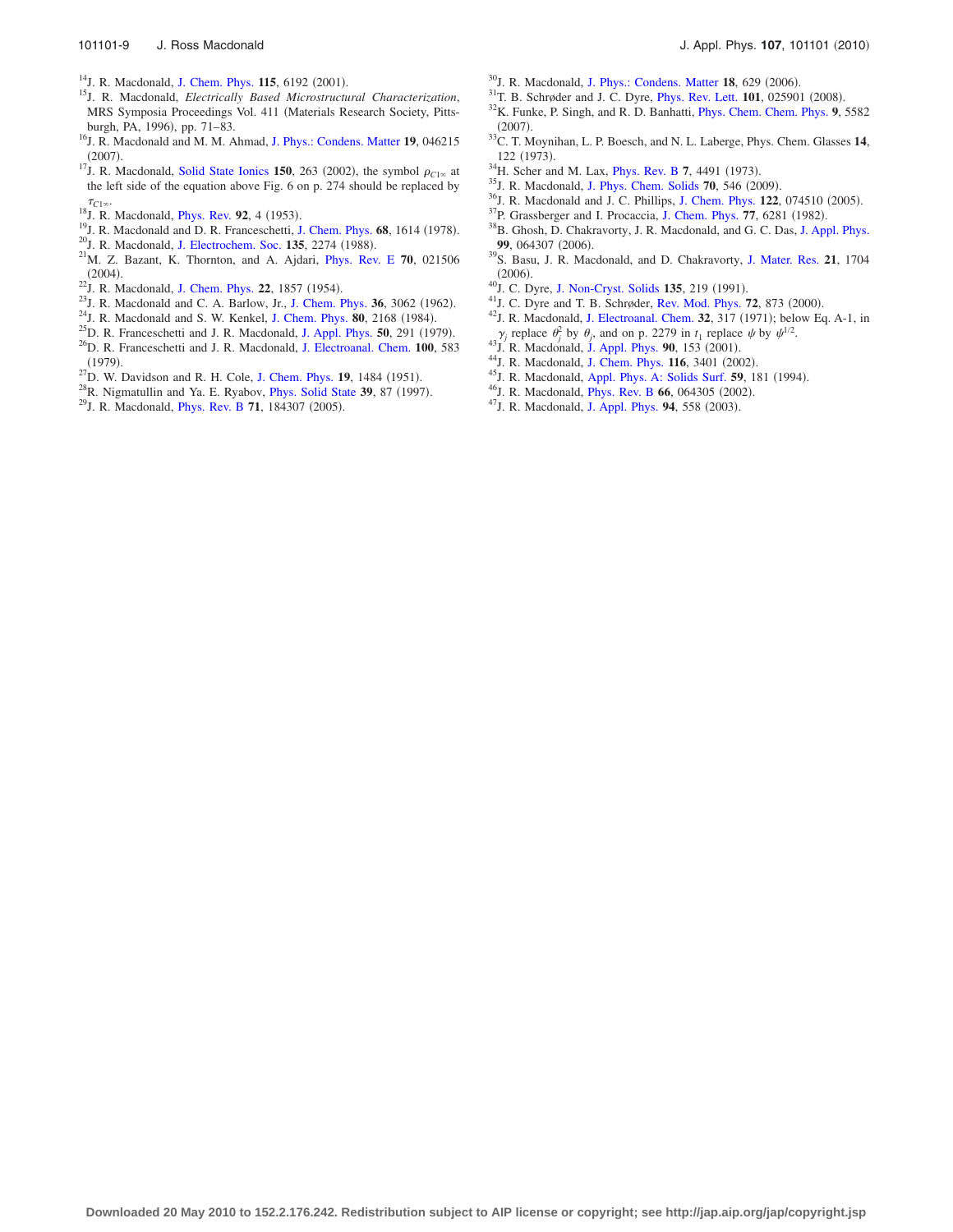[14] J. R. Macdonald, J. Chem. Phys. **115**, 6192 (2001).

[15] J. R. Macdonald, *Electrically Based Microstructural Characterization*, MRS Symposia Proceedings Vol. 411 (Materials Research Society, Pittsburgh, PA, 1996), pp. 71–83.

[16] J. R. Macdonald and M. M. Ahmad, J. Phys.: Condens. Matter **19**, 046215 (2007).

[17] J. R. Macdonald, Solid State Ionics **150**, 263 (2002), the symbol $\rho_{C1\infty}$ at the left side of the equation above Fig. 6 on p. 274 should be replaced by $\tau_{C1\infty}$.

[18] J. R. Macdonald, Phys. Rev. **92**, 4 (1953).

[19] J. R. Macdonald and D. R. Franceschetti, J. Chem. Phys. **68**, 1614 (1978).

[20] J. R. Macdonald, J. Electrochem. Soc. **135**, 2274 (1988).

[21] M. Z. Bazant, K. Thornton, and A. Ajdari, Phys. Rev. E **70**, 021506 (2004).

[22] J. R. Macdonald, J. Chem. Phys. **22**, 1857 (1954).

[23] J. R. Macdonald and C. A. Barlow, Jr., J. Chem. Phys. **36**, 3062 (1962).

[24] J. R. Macdonald and S. W. Kenkel, J. Chem. Phys. **80**, 2168 (1984).

[25] D. R. Franceschetti and J. R. Macdonald, J. Appl. Phys. **50**, 291 (1979).

[26] D. R. Franceschetti and J. R. Macdonald, J. Electroanal. Chem. **100**, 583 (1979).

[27] D. W. Davidson and R. H. Cole, J. Chem. Phys. **19**, 1484 (1951).

[28] R. Nigmatullin and Ya. E. Ryabov, Phys. Solid State **39**, 87 (1997).

[29] J. R. Macdonald, Phys. Rev. B **71**, 184307 (2005).

[30] J. R. Macdonald, J. Phys.: Condens. Matter **18**, 629 (2006).

[31] T. B. Schrøder and J. C. Dyre, Phys. Rev. Lett. **101**, 025901 (2008).

[32] K. Funke, P. Singh, and R. D. Banhatti, Phys. Chem. Chem. Phys. **9**, 5582 (2007).

[33] C. T. Moynihan, L. P. Boesch, and N. L. Laberge, Phys. Chem. Glasses **14**, 122 (1973).

[34] H. Scher and M. Lax, Phys. Rev. B **7**, 4491 (1973).

[35] J. R. Macdonald, J. Phys. Chem. Solids **70**, 546 (2009).

[36] J. R. Macdonald and J. C. Phillips, J. Chem. Phys. **122**, 074510 (2005).

[37] P. Grassberger and I. Procaccia, J. Chem. Phys. **77**, 6281 (1982).

[38] B. Ghosh, D. Chakravorty, J. R. Macdonald, and G. C. Das, J. Appl. Phys. **99**, 064307 (2006).

[39] S. Basu, J. R. Macdonald, and D. Chakravorty, J. Mater. Res. **21**, 1704 (2006).

[40] J. C. Dyre, J. Non-Cryst. Solids **135**, 219 (1991).

[41] J. C. Dyre and T. B. Schrøder, Rev. Mod. Phys. **72**, 873 (2000).

[42] J. R. Macdonald, J. Electroanal. Chem. **32**, 317 (1971); below Eq. A-1, in $\gamma_j$ replace $\theta_j^2$ by $\theta_j$, and on p. 2279 in $t_1$ replace $\psi$ by $\psi^{1/2}$.

[43] J. R. Macdonald, J. Appl. Phys. **90**, 153 (2001).

[44] J. R. Macdonald, J. Chem. Phys. **116**, 3401 (2002).

[45] J. R. Macdonald, Appl. Phys. A: Solids Surf. **59**, 181 (1994).

[46] J. R. Macdonald, Phys. Rev. B **66**, 064305 (2002).

[47] J. R. Macdonald, J. Appl. Phys. **94**, 558 (2003).